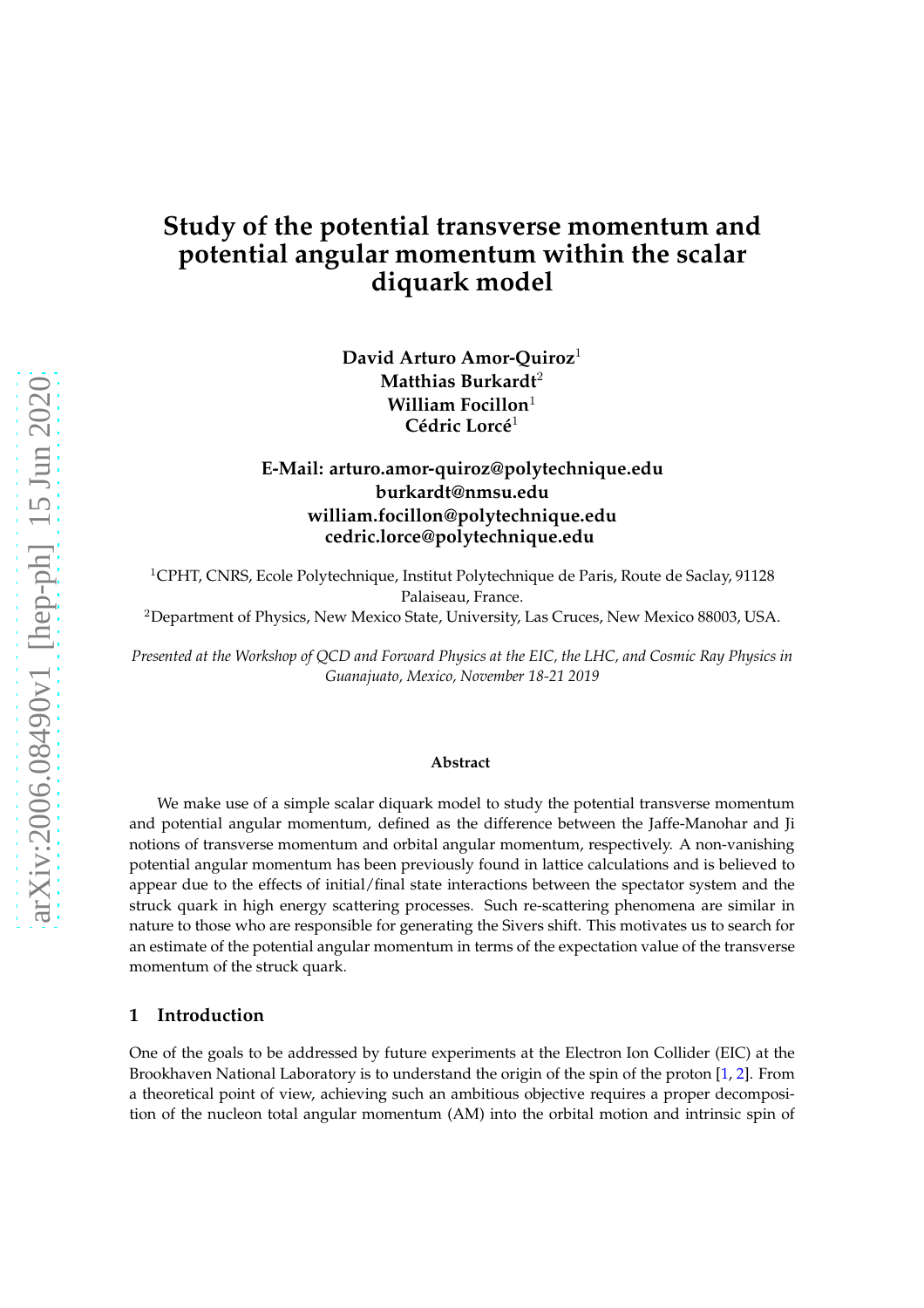# Study of the potential transverse momentum and potential angular momentum within the scalar diquark model

**David Arturo Amor-Quiroz**[1]
**Matthias Burkardt**[2]
**William Focillon**[1]
**Cédric Lorcé**[1]

**E-Mail: arturo.amor-quiroz@polytechnique.edu**
**burkardt@nmsu.edu**
**william.focillon@polytechnique.edu**
**cedric.lorce@polytechnique.edu**

[1]CPHT, CNRS, Ecole Polytechnique, Institut Polytechnique de Paris, Route de Saclay, 91128 Palaiseau, France.
[2]Department of Physics, New Mexico State, University, Las Cruces, New Mexico 88003, USA.

*Presented at the Workshop of QCD and Forward Physics at the EIC, the LHC, and Cosmic Ray Physics in Guanajuato, Mexico, November 18-21 2019*

#### Abstract

We make use of a simple scalar diquark model to study the potential transverse momentum and potential angular momentum, defined as the difference between the Jaffe-Manohar and Ji notions of transverse momentum and orbital angular momentum, respectively. A non-vanishing potential angular momentum has been previously found in lattice calculations and is believed to appear due to the effects of initial/final state interactions between the spectator system and the struck quark in high energy scattering processes. Such re-scattering phenomena are similar in nature to those who are responsible for generating the Sivers shift. This motivates us to search for an estimate of the potential angular momentum in terms of the expectation value of the transverse momentum of the struck quark.

## 1 Introduction

One of the goals to be addressed by future experiments at the Electron Ion Collider (EIC) at the Brookhaven National Laboratory is to understand the origin of the spin of the proton [1, 2]. From a theoretical point of view, achieving such an ambitious objective requires a proper decomposition of the nucleon total angular momentum (AM) into the orbital motion and intrinsic spin of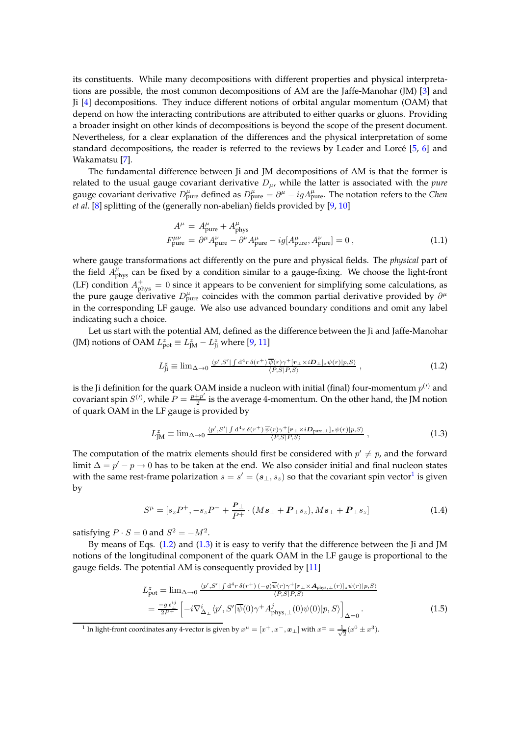its constituents. While many decompositions with different properties and physical interpretations are possible, the most common decompositions of AM are the Jaffe-Manohar (JM) [3] and Ji [4] decompositions. They induce different notions of orbital angular momentum (OAM) that depend on how the interacting contributions are attributed to either quarks or gluons. Providing a broader insight on other kinds of decompositions is beyond the scope of the present document. Nevertheless, for a clear explanation of the differences and the physical interpretation of some standard decompositions, the reader is referred to the reviews by Leader and Lorcé [5, 6] and Wakamatsu [7].

The fundamental difference between Ji and JM decompositions of AM is that the former is related to the usual gauge covariant derivative $D_\mu$, while the latter is associated with the *pure* gauge covariant derivative $D^\mu_{\text{pure}}$ defined as $D^\mu_{\text{pure}} = \partial^\mu - igA^\mu_{\text{pure}}$. The notation refers to the *Chen et al.* [8] splitting of the (generally non-abelian) fields provided by [9, 10]

$$
\begin{aligned}
A^\mu &= A^\mu_{\text{pure}} + A^\mu_{\text{phys}} \\
F^{\mu\nu}_{\text{pure}} &= \partial^\mu A^\nu_{\text{pure}} - \partial^\nu A^\mu_{\text{pure}} - ig[A^\mu_{\text{pure}}, A^\nu_{\text{pure}}] = 0\,,
\end{aligned}
\tag{1.1}
$$

where gauge transformations act differently on the pure and physical fields. The *physical* part of the field $A^\mu_{\text{phys}}$ can be fixed by a condition similar to a gauge-fixing. We choose the light-front (LF) condition $A^+_{\text{phys}} = 0$ since it appears to be convenient for simplifying some calculations, as the pure gauge derivative $D^\mu_{\text{pure}}$ coincides with the common partial derivative provided by $\partial^\mu$ in the corresponding LF gauge. We also use advanced boundary conditions and omit any label indicating such a choice.

Let us start with the potential AM, defined as the difference between the Ji and Jaffe-Manohar (JM) notions of OAM $L^z_{\text{pot}} \equiv L^z_{\text{JM}} - L^z_{\text{Ji}}$ where [9, 11]

$$
L^z_{\text{Ji}} \equiv \lim_{\Delta\to 0} \frac{\langle p', S'| \int \mathrm{d}^4 r\, \delta(r^+)\, \overline{\psi}(r)\gamma^+ [\boldsymbol{r}_\perp \times i\boldsymbol{D}_\perp]_z \psi(r)|p, S\rangle}{\langle P, S|P, S\rangle}\,,
\tag{1.2}
$$

is the Ji definition for the quark OAM inside a nucleon with initial (final) four-momentum $p^{(\prime)}$ and covariant spin $S^{(\prime)}$, while $P = \frac{p+p'}{2}$ is the average 4-momentum. On the other hand, the JM notion of quark OAM in the LF gauge is provided by

$$
L^z_{\text{JM}} \equiv \lim_{\Delta\to 0} \frac{\langle p', S'| \int \mathrm{d}^4 r\, \delta(r^+)\, \overline{\psi}(r)\gamma^+ [\boldsymbol{r}_\perp \times i\boldsymbol{D}_{\text{pure},\perp}]_z \psi(r)|p, S\rangle}{\langle P, S|P, S\rangle}\,,
\tag{1.3}
$$

The computation of the matrix elements should first be considered with $p' \neq p$, and the forward limit $\Delta = p' - p \to 0$ has to be taken at the end. We also consider initial and final nucleon states with the same rest-frame polarization $s = s' = (\boldsymbol{s}_\perp, s_z)$ so that the covariant spin vector[1] is given by

$$
S^\mu = [s_z P^+, -s_z P^- + \frac{\boldsymbol{P}_\perp}{P^+}\cdot(M\boldsymbol{s}_\perp + \boldsymbol{P}_\perp s_z), M\boldsymbol{s}_\perp + \boldsymbol{P}_\perp s_z]
\tag{1.4}
$$

satisfying $P \cdot S = 0$ and $S^2 = -M^2$.

By means of Eqs. (1.2) and (1.3) it is easy to verify that the difference between the Ji and JM notions of the longitudinal component of the quark OAM in the LF gauge is proportional to the gauge fields. The potential AM is consequently provided by [11]

$$
\begin{aligned}
L^z_{\text{pot}} &= \lim_{\Delta\to 0} \frac{\langle p', S'| \int \mathrm{d}^4 r\, \delta(r^+)\, (-g)\overline{\psi}(r)\gamma^+ [\boldsymbol{r}_\perp \times \boldsymbol{A}_{\text{phys},\perp}(r)]_z \psi(r)|p, S\rangle}{\langle P, S|P, S\rangle} \\
&= \frac{-g\,\epsilon^{ij}_\perp}{2P^+}\left[-i\nabla^i_{\Delta_\perp} \langle p', S'|\overline{\psi}(0)\gamma^+ A^j_{\text{phys},\perp}(0)\psi(0)|p, S\rangle\right]_{\Delta=0}.
\end{aligned}
\tag{1.5}
$$

[1] In light-front coordinates any 4-vector is given by $x^\mu = [x^+, x^-, \boldsymbol{x}_\perp]$ with $x^\pm = \frac{1}{\sqrt{2}}(x^0 \pm x^3)$.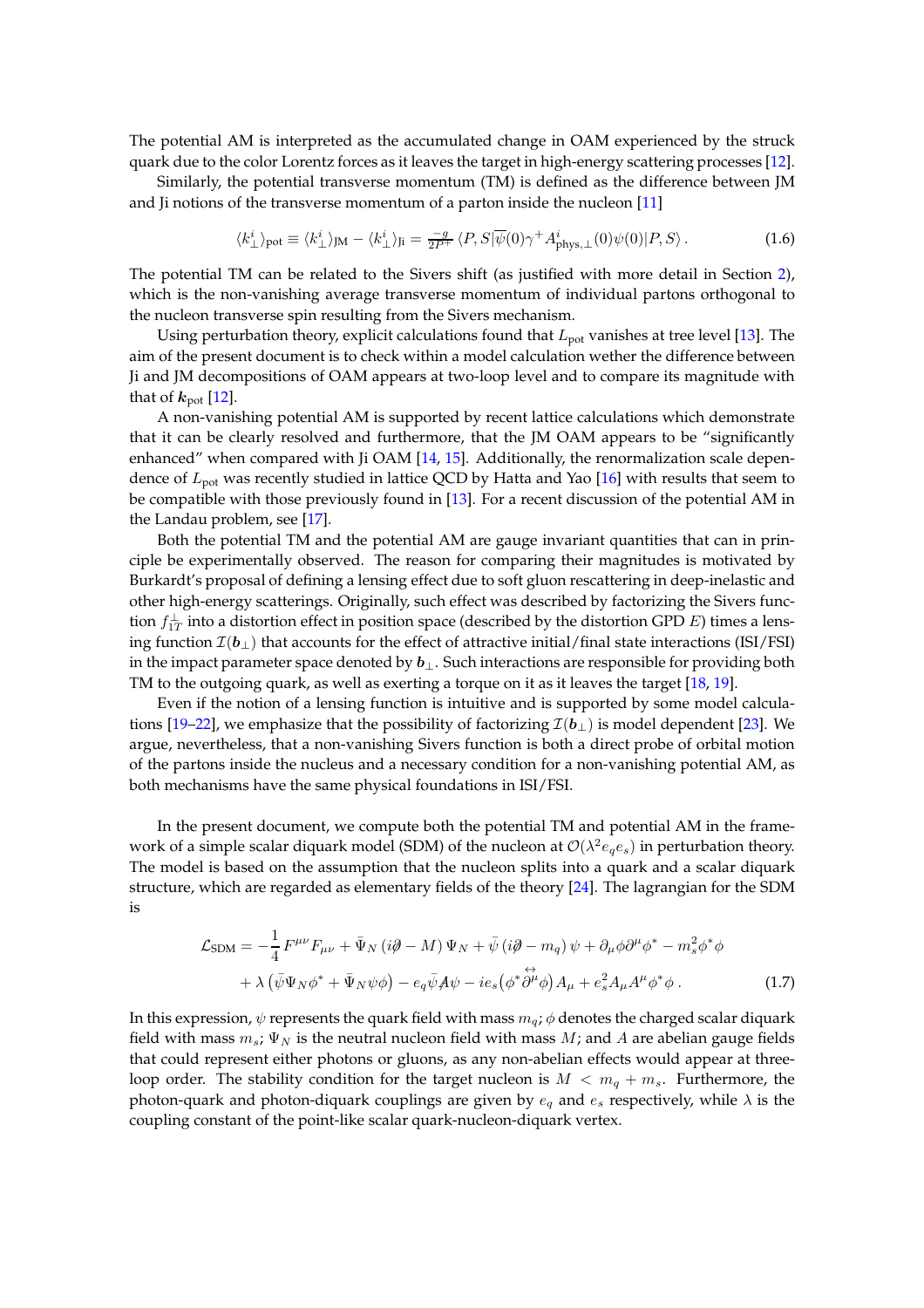The potential AM is interpreted as the accumulated change in OAM experienced by the struck quark due to the color Lorentz forces as it leaves the target in high-energy scattering processes [12].

Similarly, the potential transverse momentum (TM) is defined as the difference between JM and Ji notions of the transverse momentum of a parton inside the nucleon [11]

$$\langle k_\perp^i \rangle_{\text{pot}} \equiv \langle k_\perp^i \rangle_{\text{JM}} - \langle k_\perp^i \rangle_{\text{Ji}} = \tfrac{-g}{2P^+} \langle P, S | \overline{\psi}(0) \gamma^+ A^i_{\text{phys},\perp}(0) \psi(0) | P, S \rangle \,. \tag{1.6}$$

The potential TM can be related to the Sivers shift (as justified with more detail in Section 2), which is the non-vanishing average transverse momentum of individual partons orthogonal to the nucleon transverse spin resulting from the Sivers mechanism.

Using perturbation theory, explicit calculations found that $L_{\text{pot}}$ vanishes at tree level [13]. The aim of the present document is to check within a model calculation wether the difference between Ji and JM decompositions of OAM appears at two-loop level and to compare its magnitude with that of $\boldsymbol{k}_{\text{pot}}$ [12].

A non-vanishing potential AM is supported by recent lattice calculations which demonstrate that it can be clearly resolved and furthermore, that the JM OAM appears to be "significantly enhanced" when compared with Ji OAM [14, 15]. Additionally, the renormalization scale dependence of $L_{\text{pot}}$ was recently studied in lattice QCD by Hatta and Yao [16] with results that seem to be compatible with those previously found in [13]. For a recent discussion of the potential AM in the Landau problem, see [17].

Both the potential TM and the potential AM are gauge invariant quantities that can in principle be experimentally observed. The reason for comparing their magnitudes is motivated by Burkardt's proposal of defining a lensing effect due to soft gluon rescattering in deep-inelastic and other high-energy scatterings. Originally, such effect was described by factorizing the Sivers function $f_{1T}^\perp$ into a distortion effect in position space (described by the distortion GPD $E$) times a lensing function $\mathcal{I}(\boldsymbol{b}_\perp)$ that accounts for the effect of attractive initial/final state interactions (ISI/FSI) in the impact parameter space denoted by $\boldsymbol{b}_\perp$. Such interactions are responsible for providing both TM to the outgoing quark, as well as exerting a torque on it as it leaves the target [18, 19].

Even if the notion of a lensing function is intuitive and is supported by some model calculations [19–22], we emphasize that the possibility of factorizing $\mathcal{I}(\boldsymbol{b}_\perp)$ is model dependent [23]. We argue, nevertheless, that a non-vanishing Sivers function is both a direct probe of orbital motion of the partons inside the nucleus and a necessary condition for a non-vanishing potential AM, as both mechanisms have the same physical foundations in ISI/FSI.

In the present document, we compute both the potential TM and potential AM in the framework of a simple scalar diquark model (SDM) of the nucleon at $\mathcal{O}(\lambda^2 e_q e_s)$ in perturbation theory. The model is based on the assumption that the nucleon splits into a quark and a scalar diquark structure, which are regarded as elementary fields of the theory [24]. The lagrangian for the SDM is

$$\begin{aligned}\mathcal{L}_{\text{SDM}} = &-\frac{1}{4} F^{\mu\nu} F_{\mu\nu} + \bar{\Psi}_N \left( i\partial\!\!\!/ - M \right) \Psi_N + \bar{\psi} \left( i\partial\!\!\!/ - m_q \right) \psi + \partial_\mu \phi \partial^\mu \phi^* - m_s^2 \phi^* \phi \\ &+ \lambda \left( \bar{\psi} \Psi_N \phi^* + \bar{\Psi}_N \psi \phi \right) - e_q \bar{\psi} A\!\!\!/ \psi - i e_s \big( \phi^* \overleftrightarrow{\partial^\mu} \phi \big) A_\mu + e_s^2 A_\mu A^\mu \phi^* \phi \,. \end{aligned} \tag{1.7}$$

In this expression, $\psi$ represents the quark field with mass $m_q$; $\phi$ denotes the charged scalar diquark field with mass $m_s$; $\Psi_N$ is the neutral nucleon field with mass $M$; and $A$ are abelian gauge fields that could represent either photons or gluons, as any non-abelian effects would appear at three-loop order. The stability condition for the target nucleon is $M < m_q + m_s$. Furthermore, the photon-quark and photon-diquark couplings are given by $e_q$ and $e_s$ respectively, while $\lambda$ is the coupling constant of the point-like scalar quark-nucleon-diquark vertex.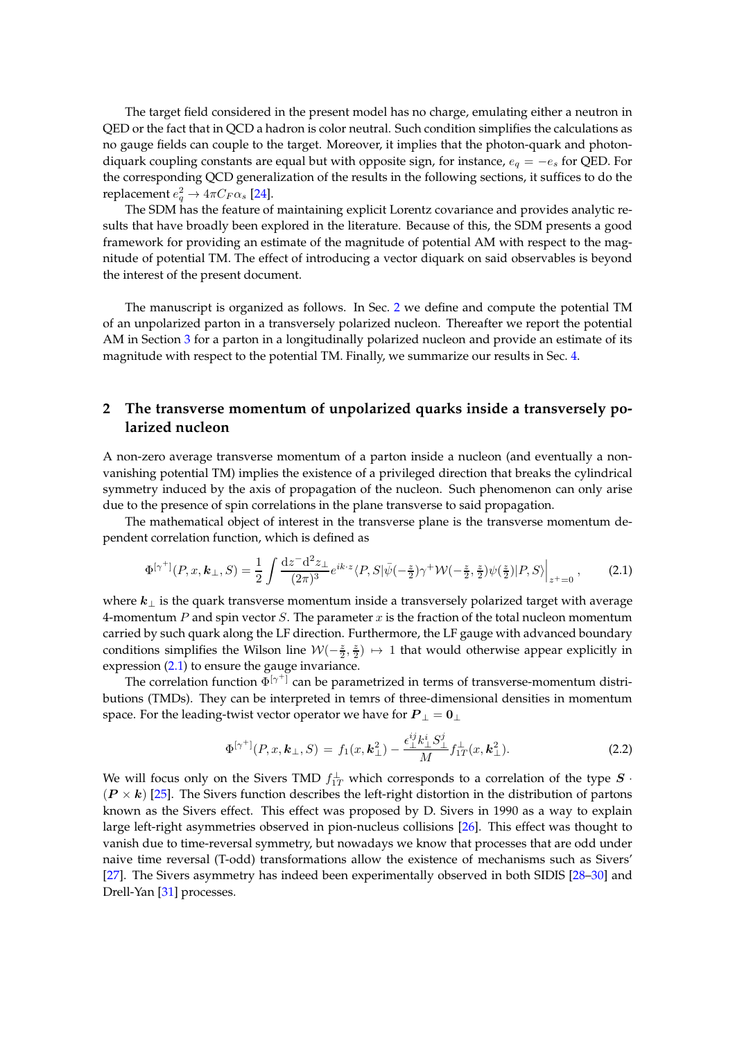The target field considered in the present model has no charge, emulating either a neutron in QED or the fact that in QCD a hadron is color neutral. Such condition simplifies the calculations as no gauge fields can couple to the target. Moreover, it implies that the photon-quark and photon-diquark coupling constants are equal but with opposite sign, for instance, $e_q = -e_s$ for QED. For the corresponding QCD generalization of the results in the following sections, it suffices to do the replacement $e_q^2 \to 4\pi C_F \alpha_s$ [24].

The SDM has the feature of maintaining explicit Lorentz covariance and provides analytic results that have broadly been explored in the literature. Because of this, the SDM presents a good framework for providing an estimate of the magnitude of potential AM with respect to the magnitude of potential TM. The effect of introducing a vector diquark on said observables is beyond the interest of the present document.

The manuscript is organized as follows. In Sec. 2 we define and compute the potential TM of an unpolarized parton in a transversely polarized nucleon. Thereafter we report the potential AM in Section 3 for a parton in a longitudinally polarized nucleon and provide an estimate of its magnitude with respect to the potential TM. Finally, we summarize our results in Sec. 4.

## 2 The transverse momentum of unpolarized quarks inside a transversely polarized nucleon

A non-zero average transverse momentum of a parton inside a nucleon (and eventually a non-vanishing potential TM) implies the existence of a privileged direction that breaks the cylindrical symmetry induced by the axis of propagation of the nucleon. Such phenomenon can only arise due to the presence of spin correlations in the plane transverse to said propagation.

The mathematical object of interest in the transverse plane is the transverse momentum dependent correlation function, which is defined as

$$\Phi^{[\gamma^+]}(P, x, \boldsymbol{k}_\perp, S) = \frac{1}{2}\int \frac{\mathrm{d}z^- \mathrm{d}^2 z_\perp}{(2\pi)^3} e^{ik\cdot z} \langle P, S|\bar{\psi}(-\tfrac{z}{2})\gamma^+ \mathcal{W}(-\tfrac{z}{2}, \tfrac{z}{2})\psi(\tfrac{z}{2})|P, S\rangle\Big|_{z^+=0}, \tag{2.1}$$

where $\boldsymbol{k}_\perp$ is the quark transverse momentum inside a transversely polarized target with average 4-momentum $P$ and spin vector $S$. The parameter $x$ is the fraction of the total nucleon momentum carried by such quark along the LF direction. Furthermore, the LF gauge with advanced boundary conditions simplifies the Wilson line $\mathcal{W}(-\frac{z}{2}, \frac{z}{2}) \mapsto 1$ that would otherwise appear explicitly in expression (2.1) to ensure the gauge invariance.

The correlation function $\Phi^{[\gamma^+]}$ can be parametrized in terms of transverse-momentum distributions (TMDs). They can be interpreted in temrs of three-dimensional densities in momentum space. For the leading-twist vector operator we have for $\boldsymbol{P}_\perp = \boldsymbol{0}_\perp$

$$\Phi^{[\gamma^+]}(P, x, \boldsymbol{k}_\perp, S) = f_1(x, \boldsymbol{k}_\perp^2) - \frac{\epsilon_\perp^{ij} k_\perp^i S_\perp^j}{M} f_{1T}^\perp(x, \boldsymbol{k}_\perp^2). \tag{2.2}$$

We will focus only on the Sivers TMD $f_{1T}^\perp$ which corresponds to a correlation of the type $\boldsymbol{S} \cdot (\boldsymbol{P} \times \boldsymbol{k})$ [25]. The Sivers function describes the left-right distortion in the distribution of partons known as the Sivers effect. This effect was proposed by D. Sivers in 1990 as a way to explain large left-right asymmetries observed in pion-nucleus collisions [26]. This effect was thought to vanish due to time-reversal symmetry, but nowadays we know that processes that are odd under naive time reversal (T-odd) transformations allow the existence of mechanisms such as Sivers' [27]. The Sivers asymmetry has indeed been experimentally observed in both SIDIS [28–30] and Drell-Yan [31] processes.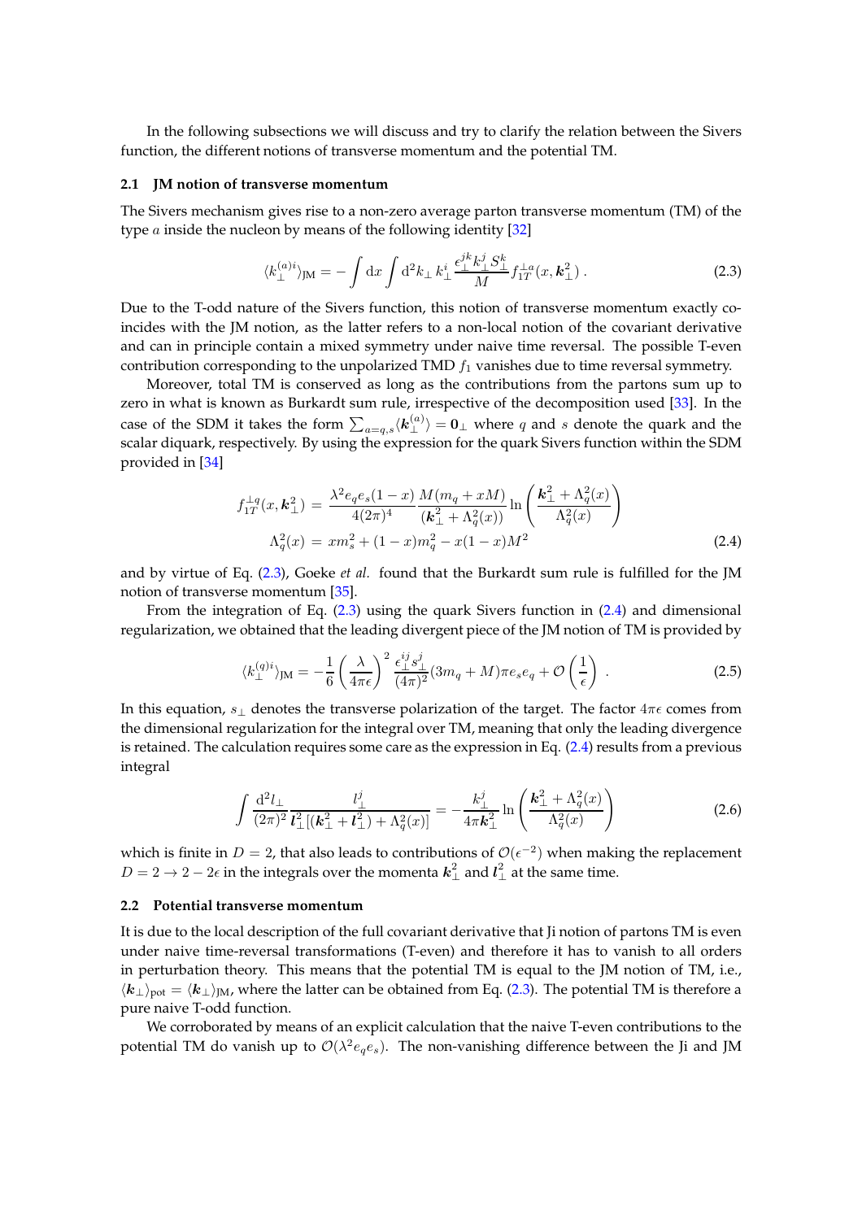In the following subsections we will discuss and try to clarify the relation between the Sivers function, the different notions of transverse momentum and the potential TM.

### 2.1 JM notion of transverse momentum

The Sivers mechanism gives rise to a non-zero average parton transverse momentum (TM) of the type $a$ inside the nucleon by means of the following identity [32]

$$\langle k_\perp^{(a)i} \rangle_{\text{JM}} = -\int \mathrm{d}x \int \mathrm{d}^2 k_\perp \, k_\perp^i \, \frac{\epsilon_\perp^{jk} k_\perp^j S_\perp^k}{M} f_{1T}^{\perp a}(x, \boldsymbol{k}_\perp^2) \,. \tag{2.3}$$

Due to the T-odd nature of the Sivers function, this notion of transverse momentum exactly coincides with the JM notion, as the latter refers to a non-local notion of the covariant derivative and can in principle contain a mixed symmetry under naive time reversal. The possible T-even contribution corresponding to the unpolarized TMD $f_1$ vanishes due to time reversal symmetry.

Moreover, total TM is conserved as long as the contributions from the partons sum up to zero in what is known as Burkardt sum rule, irrespective of the decomposition used [33]. In the case of the SDM it takes the form $\sum_{a=q,s} \langle \boldsymbol{k}_\perp^{(a)} \rangle = \boldsymbol{0}_\perp$ where $q$ and $s$ denote the quark and the scalar diquark, respectively. By using the expression for the quark Sivers function within the SDM provided in [34]

$$\begin{aligned} f_{1T}^{\perp q}(x, \boldsymbol{k}_\perp^2) &= \frac{\lambda^2 e_q e_s (1-x)}{4(2\pi)^4} \frac{M(m_q + xM)}{(\boldsymbol{k}_\perp^2 + \Lambda_q^2(x))} \ln \left( \frac{\boldsymbol{k}_\perp^2 + \Lambda_q^2(x)}{\Lambda_q^2(x)} \right) \\ \Lambda_q^2(x) &= x m_s^2 + (1-x) m_q^2 - x(1-x) M^2 \end{aligned} \tag{2.4}$$

and by virtue of Eq. (2.3), Goeke *et al.* found that the Burkardt sum rule is fulfilled for the JM notion of transverse momentum [35].

From the integration of Eq. (2.3) using the quark Sivers function in (2.4) and dimensional regularization, we obtained that the leading divergent piece of the JM notion of TM is provided by

$$\langle k_\perp^{(q)i} \rangle_{\text{JM}} = -\frac{1}{6} \left( \frac{\lambda}{4\pi\epsilon} \right)^2 \frac{\epsilon_\perp^{ij} s_\perp^j}{(4\pi)^2} (3m_q + M) \pi e_s e_q + \mathcal{O}\left( \frac{1}{\epsilon} \right) \,. \tag{2.5}$$

In this equation, $s_\perp$ denotes the transverse polarization of the target. The factor $4\pi\epsilon$ comes from the dimensional regularization for the integral over TM, meaning that only the leading divergence is retained. The calculation requires some care as the expression in Eq. (2.4) results from a previous integral

$$\int \frac{\mathrm{d}^2 l_\perp}{(2\pi)^2} \frac{l_\perp^j}{\boldsymbol{l}_\perp^2 [(\boldsymbol{k}_\perp^2 + \boldsymbol{l}_\perp^2) + \Lambda_q^2(x)]} = -\frac{k_\perp^j}{4\pi \boldsymbol{k}_\perp^2} \ln \left( \frac{\boldsymbol{k}_\perp^2 + \Lambda_q^2(x)}{\Lambda_q^2(x)} \right) \tag{2.6}$$

which is finite in $D = 2$, that also leads to contributions of $\mathcal{O}(\epsilon^{-2})$ when making the replacement $D = 2 \to 2 - 2\epsilon$ in the integrals over the momenta $\boldsymbol{k}_\perp^2$ and $\boldsymbol{l}_\perp^2$ at the same time.

### 2.2 Potential transverse momentum

It is due to the local description of the full covariant derivative that Ji notion of partons TM is even under naive time-reversal transformations (T-even) and therefore it has to vanish to all orders in perturbation theory. This means that the potential TM is equal to the JM notion of TM, i.e., $\langle \boldsymbol{k}_\perp \rangle_{\text{pot}} = \langle \boldsymbol{k}_\perp \rangle_{\text{JM}}$, where the latter can be obtained from Eq. (2.3). The potential TM is therefore a pure naive T-odd function.

We corroborated by means of an explicit calculation that the naive T-even contributions to the potential TM do vanish up to $\mathcal{O}(\lambda^2 e_q e_s)$. The non-vanishing difference between the Ji and JM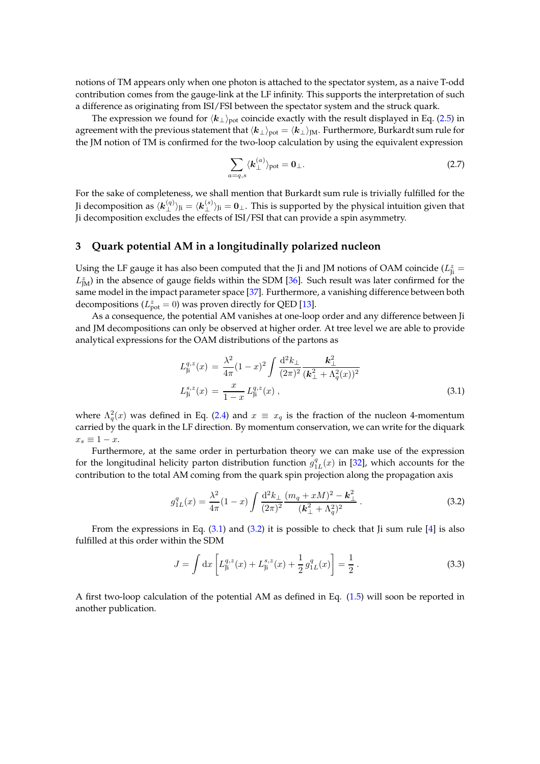notions of TM appears only when one photon is attached to the spectator system, as a naive T-odd contribution comes from the gauge-link at the LF infinity. This supports the interpretation of such a difference as originating from ISI/FSI between the spectator system and the struck quark.

The expression we found for $\langle \boldsymbol{k}_\perp \rangle_{\rm pot}$ coincide exactly with the result displayed in Eq. (2.5) in agreement with the previous statement that $\langle \boldsymbol{k}_\perp \rangle_{\rm pot} = \langle \boldsymbol{k}_\perp \rangle_{\rm JM}$. Furthermore, Burkardt sum rule for the JM notion of TM is confirmed for the two-loop calculation by using the equivalent expression

$$
\sum_{a=q,s} \langle \boldsymbol{k}_\perp^{(a)} \rangle_{\rm pot} = \boldsymbol{0}_\perp . \tag{2.7}
$$

For the sake of completeness, we shall mention that Burkardt sum rule is trivially fulfilled for the Ji decomposition as $\langle \boldsymbol{k}_\perp^{(q)} \rangle_{\rm Ji} = \langle \boldsymbol{k}_\perp^{(s)} \rangle_{\rm Ji} = \boldsymbol{0}_\perp$. This is supported by the physical intuition given that Ji decomposition excludes the effects of ISI/FSI that can provide a spin asymmetry.

## 3 Quark potential AM in a longitudinally polarized nucleon

Using the LF gauge it has also been computed that the Ji and JM notions of OAM coincide ($L^z_{\rm Ji} = L^z_{\rm JM}$) in the absence of gauge fields within the SDM [36]. Such result was later confirmed for the same model in the impact parameter space [37]. Furthermore, a vanishing difference between both decompositions ($L^z_{\rm pot} = 0$) was proven directly for QED [13].

As a consequence, the potential AM vanishes at one-loop order and any difference between Ji and JM decompositions can only be observed at higher order. At tree level we are able to provide analytical expressions for the OAM distributions of the partons as

$$
\begin{aligned}
L^{q,z}_{\rm Ji}(x) &= \frac{\lambda^2}{4\pi}(1-x)^2 \int \frac{{\rm d}^2 k_\perp}{(2\pi)^2} \frac{\boldsymbol{k}_\perp^2}{(\boldsymbol{k}_\perp^2 + \Lambda_q^2(x))^2} \\
L^{s,z}_{\rm Ji}(x) &= \frac{x}{1-x}\, L^{q,z}_{\rm Ji}(x) \, ,
\end{aligned} \tag{3.1}
$$

where $\Lambda_q^2(x)$ was defined in Eq. (2.4) and $x \equiv x_q$ is the fraction of the nucleon 4-momentum carried by the quark in the LF direction. By momentum conservation, we can write for the diquark $x_s \equiv 1 - x$.

Furthermore, at the same order in perturbation theory we can make use of the expression for the longitudinal helicity parton distribution function $g^q_{1L}(x)$ in [32], which accounts for the contribution to the total AM coming from the quark spin projection along the propagation axis

$$
g^q_{1L}(x) = \frac{\lambda^2}{4\pi}(1-x) \int \frac{{\rm d}^2 k_\perp}{(2\pi)^2} \frac{(m_q + xM)^2 - \boldsymbol{k}_\perp^2}{(\boldsymbol{k}_\perp^2 + \Lambda_q^2)^2} \, . \tag{3.2}
$$

From the expressions in Eq. (3.1) and (3.2) it is possible to check that Ji sum rule [4] is also fulfilled at this order within the SDM

$$
J = \int {\rm d}x \left[ L^{q,z}_{\rm Ji}(x) + L^{s,z}_{\rm Ji}(x) + \frac{1}{2}\, g^q_{1L}(x) \right] = \frac{1}{2} \, . \tag{3.3}
$$

A first two-loop calculation of the potential AM as defined in Eq. (1.5) will soon be reported in another publication.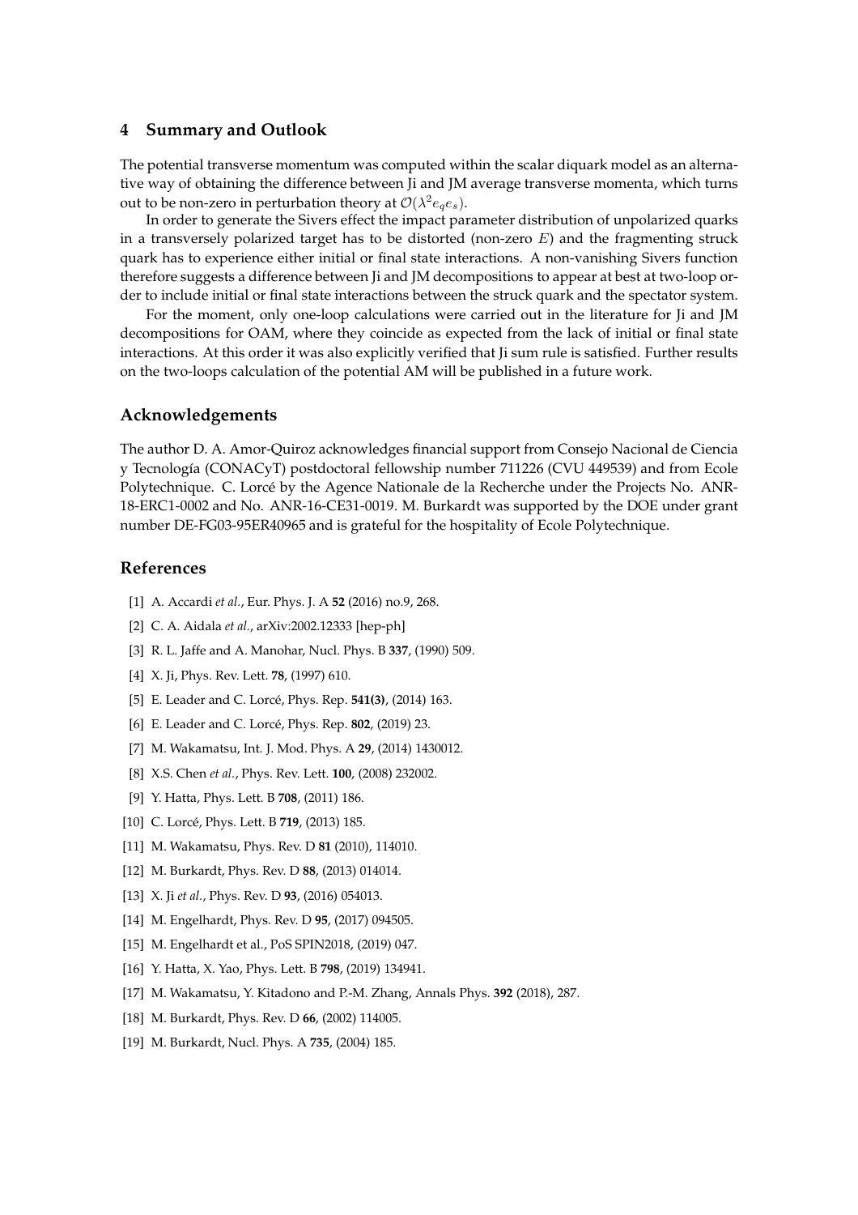## 4 Summary and Outlook

The potential transverse momentum was computed within the scalar diquark model as an alternative way of obtaining the difference between Ji and JM average transverse momenta, which turns out to be non-zero in perturbation theory at $\mathcal{O}(\lambda^2 e_q e_s)$.

In order to generate the Sivers effect the impact parameter distribution of unpolarized quarks in a transversely polarized target has to be distorted (non-zero $E$) and the fragmenting struck quark has to experience either initial or final state interactions. A non-vanishing Sivers function therefore suggests a difference between Ji and JM decompositions to appear at best at two-loop order to include initial or final state interactions between the struck quark and the spectator system.

For the moment, only one-loop calculations were carried out in the literature for Ji and JM decompositions for OAM, where they coincide as expected from the lack of initial or final state interactions. At this order it was also explicitly verified that Ji sum rule is satisfied. Further results on the two-loops calculation of the potential AM will be published in a future work.

## Acknowledgements

The author D. A. Amor-Quiroz acknowledges financial support from Consejo Nacional de Ciencia y Tecnología (CONACyT) postdoctoral fellowship number 711226 (CVU 449539) and from Ecole Polytechnique. C. Lorcé by the Agence Nationale de la Recherche under the Projects No. ANR-18-ERC1-0002 and No. ANR-16-CE31-0019. M. Burkardt was supported by the DOE under grant number DE-FG03-95ER40965 and is grateful for the hospitality of Ecole Polytechnique.

## References

[1] A. Accardi *et al.*, Eur. Phys. J. A **52** (2016) no.9, 268.

[2] C. A. Aidala *et al.*, arXiv:2002.12333 [hep-ph]

[3] R. L. Jaffe and A. Manohar, Nucl. Phys. B **337**, (1990) 509.

[4] X. Ji, Phys. Rev. Lett. **78**, (1997) 610.

[5] E. Leader and C. Lorcé, Phys. Rep. **541(3)**, (2014) 163.

[6] E. Leader and C. Lorcé, Phys. Rep. **802**, (2019) 23.

[7] M. Wakamatsu, Int. J. Mod. Phys. A **29**, (2014) 1430012.

[8] X.S. Chen *et al.*, Phys. Rev. Lett. **100**, (2008) 232002.

[9] Y. Hatta, Phys. Lett. B **708**, (2011) 186.

[10] C. Lorcé, Phys. Lett. B **719**, (2013) 185.

[11] M. Wakamatsu, Phys. Rev. D **81** (2010), 114010.

[12] M. Burkardt, Phys. Rev. D **88**, (2013) 014014.

[13] X. Ji *et al.*, Phys. Rev. D **93**, (2016) 054013.

[14] M. Engelhardt, Phys. Rev. D **95**, (2017) 094505.

[15] M. Engelhardt et al., PoS SPIN2018, (2019) 047.

[16] Y. Hatta, X. Yao, Phys. Lett. B **798**, (2019) 134941.

[17] M. Wakamatsu, Y. Kitadono and P.-M. Zhang, Annals Phys. **392** (2018), 287.

[18] M. Burkardt, Phys. Rev. D **66**, (2002) 114005.

[19] M. Burkardt, Nucl. Phys. A **735**, (2004) 185.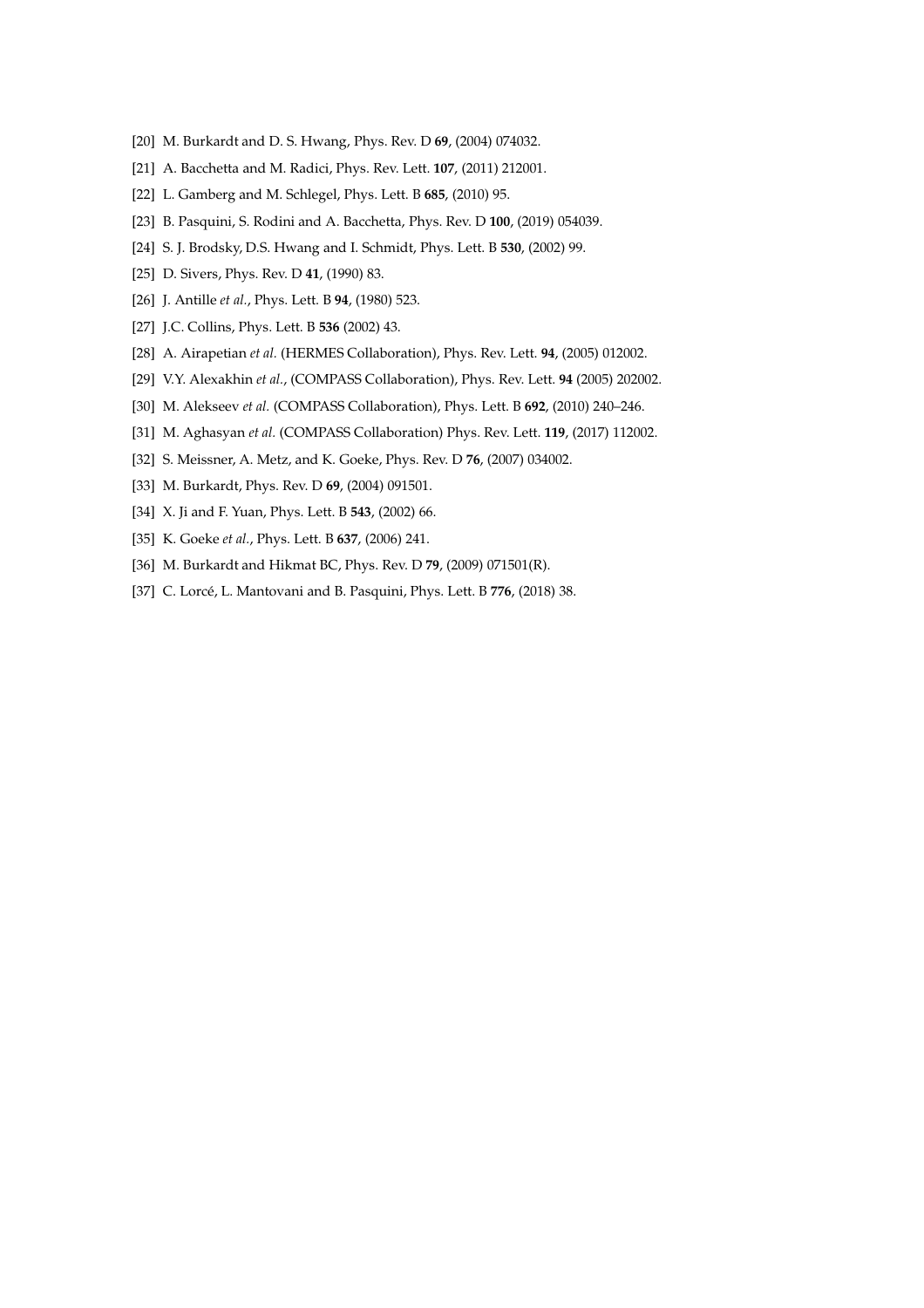[20] M. Burkardt and D. S. Hwang, Phys. Rev. D **69**, (2004) 074032.

[21] A. Bacchetta and M. Radici, Phys. Rev. Lett. **107**, (2011) 212001.

[22] L. Gamberg and M. Schlegel, Phys. Lett. B **685**, (2010) 95.

[23] B. Pasquini, S. Rodini and A. Bacchetta, Phys. Rev. D **100**, (2019) 054039.

[24] S. J. Brodsky, D.S. Hwang and I. Schmidt, Phys. Lett. B **530**, (2002) 99.

[25] D. Sivers, Phys. Rev. D **41**, (1990) 83.

[26] J. Antille *et al.*, Phys. Lett. B **94**, (1980) 523.

[27] J.C. Collins, Phys. Lett. B **536** (2002) 43.

[28] A. Airapetian *et al.* (HERMES Collaboration), Phys. Rev. Lett. **94**, (2005) 012002.

[29] V.Y. Alexakhin *et al.*, (COMPASS Collaboration), Phys. Rev. Lett. **94** (2005) 202002.

[30] M. Alekseev *et al.* (COMPASS Collaboration), Phys. Lett. B **692**, (2010) 240–246.

[31] M. Aghasyan *et al.* (COMPASS Collaboration) Phys. Rev. Lett. **119**, (2017) 112002.

[32] S. Meissner, A. Metz, and K. Goeke, Phys. Rev. D **76**, (2007) 034002.

[33] M. Burkardt, Phys. Rev. D **69**, (2004) 091501.

[34] X. Ji and F. Yuan, Phys. Lett. B **543**, (2002) 66.

[35] K. Goeke *et al.*, Phys. Lett. B **637**, (2006) 241.

[36] M. Burkardt and Hikmat BC, Phys. Rev. D **79**, (2009) 071501(R).

[37] C. Lorcé, L. Mantovani and B. Pasquini, Phys. Lett. B **776**, (2018) 38.